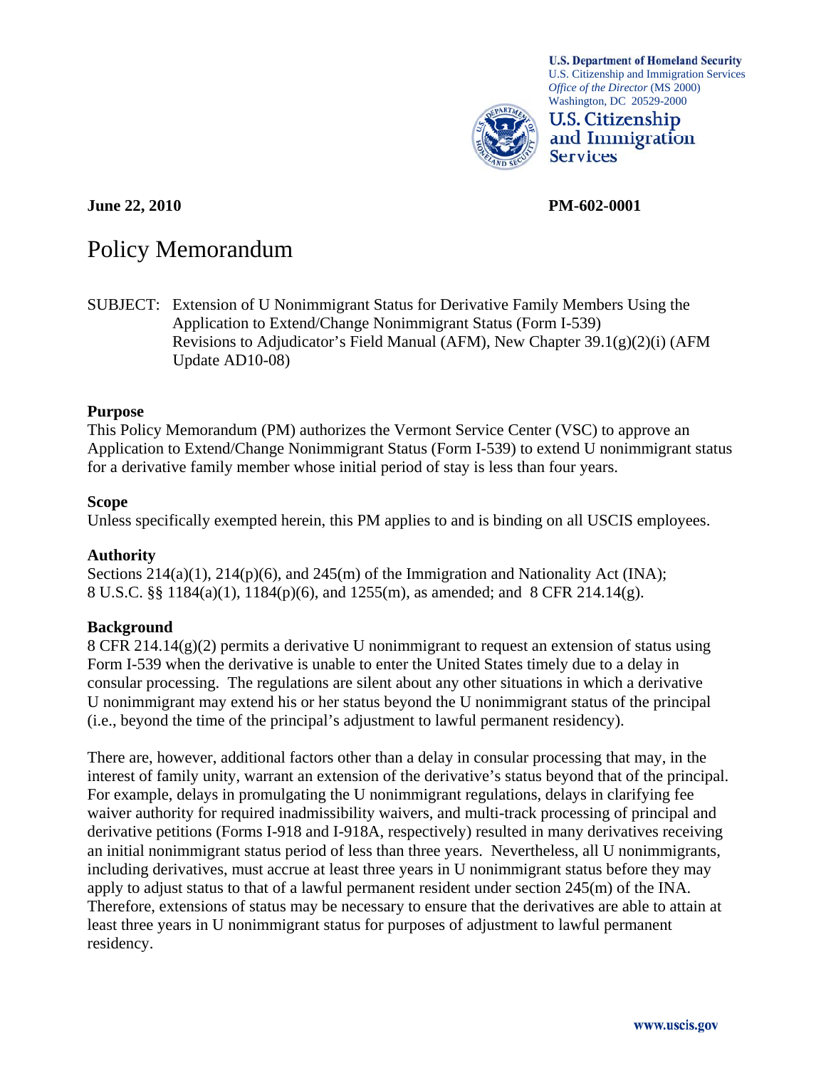U.S. Department of Homeland Security
U.S. Citizenship and Immigration Services
*Office of the Director* (MS 2000)
Washington, DC 20529-2000

**U.S. Citizenship and Immigration Services**

**June 22, 2010** **PM-602-0001**

# Policy Memorandum

SUBJECT: Extension of U Nonimmigrant Status for Derivative Family Members Using the Application to Extend/Change Nonimmigrant Status (Form I-539)
Revisions to Adjudicator's Field Manual (AFM), New Chapter 39.1(g)(2)(i) (AFM Update AD10-08)

### Purpose

This Policy Memorandum (PM) authorizes the Vermont Service Center (VSC) to approve an Application to Extend/Change Nonimmigrant Status (Form I-539) to extend U nonimmigrant status for a derivative family member whose initial period of stay is less than four years.

### Scope

Unless specifically exempted herein, this PM applies to and is binding on all USCIS employees.

### Authority

Sections 214(a)(1), 214(p)(6), and 245(m) of the Immigration and Nationality Act (INA); 8 U.S.C. §§ 1184(a)(1), 1184(p)(6), and 1255(m), as amended; and 8 CFR 214.14(g).

### Background

8 CFR 214.14(g)(2) permits a derivative U nonimmigrant to request an extension of status using Form I-539 when the derivative is unable to enter the United States timely due to a delay in consular processing. The regulations are silent about any other situations in which a derivative U nonimmigrant may extend his or her status beyond the U nonimmigrant status of the principal (i.e., beyond the time of the principal's adjustment to lawful permanent residency).

There are, however, additional factors other than a delay in consular processing that may, in the interest of family unity, warrant an extension of the derivative's status beyond that of the principal. For example, delays in promulgating the U nonimmigrant regulations, delays in clarifying fee waiver authority for required inadmissibility waivers, and multi-track processing of principal and derivative petitions (Forms I-918 and I-918A, respectively) resulted in many derivatives receiving an initial nonimmigrant status period of less than three years. Nevertheless, all U nonimmigrants, including derivatives, must accrue at least three years in U nonimmigrant status before they may apply to adjust status to that of a lawful permanent resident under section 245(m) of the INA. Therefore, extensions of status may be necessary to ensure that the derivatives are able to attain at least three years in U nonimmigrant status for purposes of adjustment to lawful permanent residency.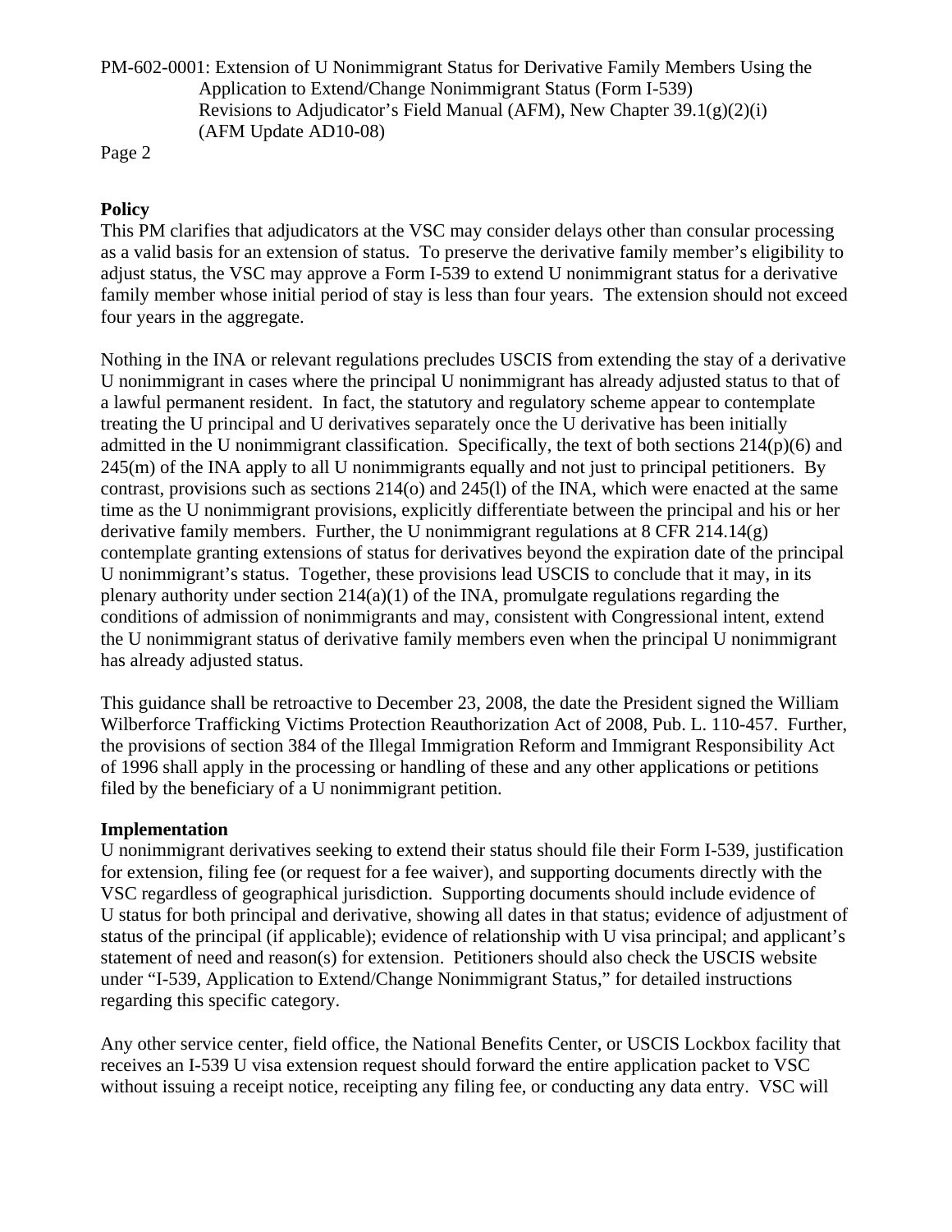**Policy**

This PM clarifies that adjudicators at the VSC may consider delays other than consular processing as a valid basis for an extension of status. To preserve the derivative family member's eligibility to adjust status, the VSC may approve a Form I-539 to extend U nonimmigrant status for a derivative family member whose initial period of stay is less than four years. The extension should not exceed four years in the aggregate.

Nothing in the INA or relevant regulations precludes USCIS from extending the stay of a derivative U nonimmigrant in cases where the principal U nonimmigrant has already adjusted status to that of a lawful permanent resident. In fact, the statutory and regulatory scheme appear to contemplate treating the U principal and U derivatives separately once the U derivative has been initially admitted in the U nonimmigrant classification. Specifically, the text of both sections 214(p)(6) and 245(m) of the INA apply to all U nonimmigrants equally and not just to principal petitioners. By contrast, provisions such as sections 214(o) and 245(l) of the INA, which were enacted at the same time as the U nonimmigrant provisions, explicitly differentiate between the principal and his or her derivative family members. Further, the U nonimmigrant regulations at 8 CFR 214.14(g) contemplate granting extensions of status for derivatives beyond the expiration date of the principal U nonimmigrant's status. Together, these provisions lead USCIS to conclude that it may, in its plenary authority under section 214(a)(1) of the INA, promulgate regulations regarding the conditions of admission of nonimmigrants and may, consistent with Congressional intent, extend the U nonimmigrant status of derivative family members even when the principal U nonimmigrant has already adjusted status.

This guidance shall be retroactive to December 23, 2008, the date the President signed the William Wilberforce Trafficking Victims Protection Reauthorization Act of 2008, Pub. L. 110-457. Further, the provisions of section 384 of the Illegal Immigration Reform and Immigrant Responsibility Act of 1996 shall apply in the processing or handling of these and any other applications or petitions filed by the beneficiary of a U nonimmigrant petition.

**Implementation**

U nonimmigrant derivatives seeking to extend their status should file their Form I-539, justification for extension, filing fee (or request for a fee waiver), and supporting documents directly with the VSC regardless of geographical jurisdiction. Supporting documents should include evidence of U status for both principal and derivative, showing all dates in that status; evidence of adjustment of status of the principal (if applicable); evidence of relationship with U visa principal; and applicant's statement of need and reason(s) for extension. Petitioners should also check the USCIS website under "I-539, Application to Extend/Change Nonimmigrant Status," for detailed instructions regarding this specific category.

Any other service center, field office, the National Benefits Center, or USCIS Lockbox facility that receives an I-539 U visa extension request should forward the entire application packet to VSC without issuing a receipt notice, receipting any filing fee, or conducting any data entry. VSC will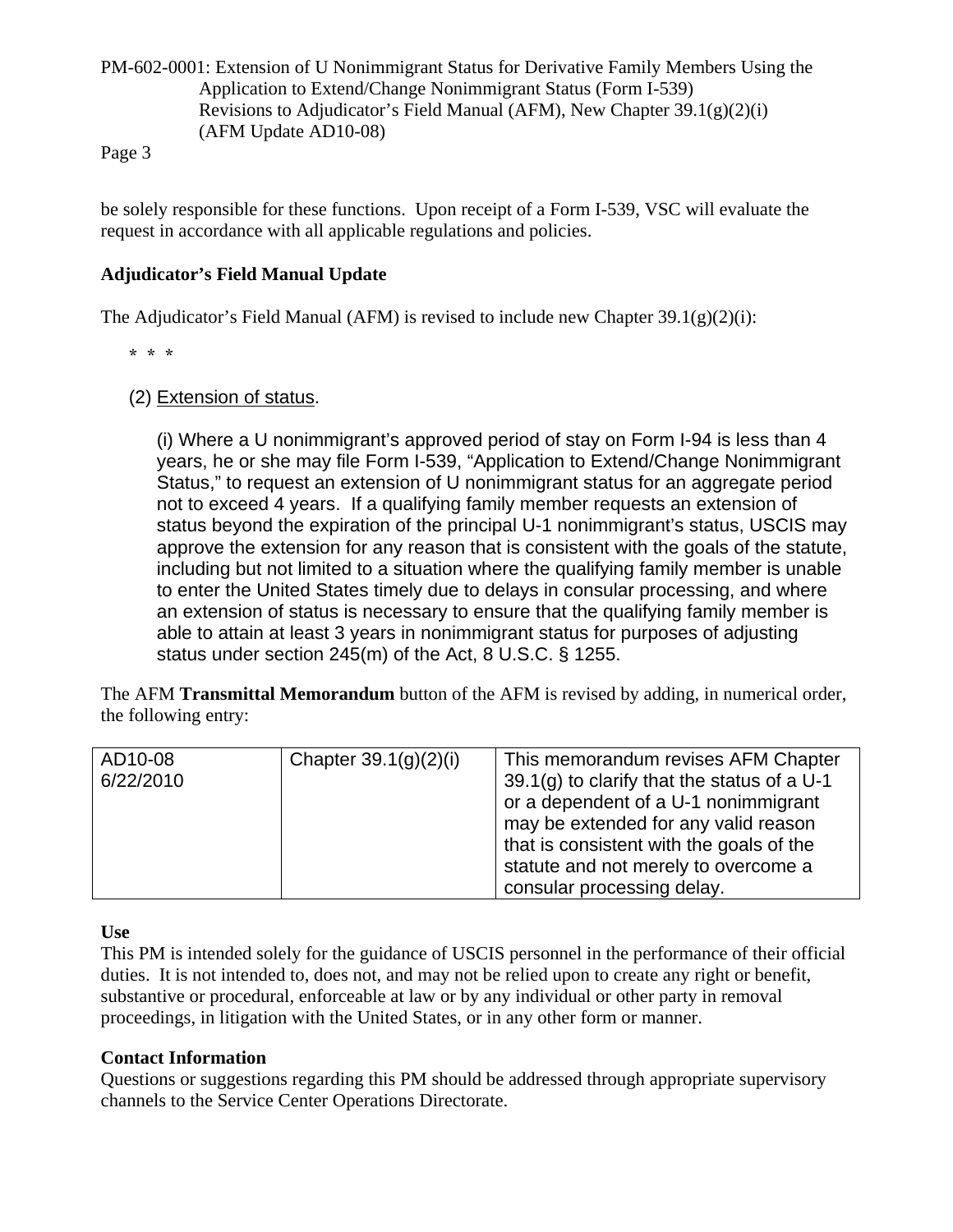be solely responsible for these functions. Upon receipt of a Form I-539, VSC will evaluate the request in accordance with all applicable regulations and policies.

**Adjudicator's Field Manual Update**

The Adjudicator's Field Manual (AFM) is revised to include new Chapter 39.1(g)(2)(i):

\* \* \*

(2) Extension of status.

(i) Where a U nonimmigrant's approved period of stay on Form I-94 is less than 4 years, he or she may file Form I-539, "Application to Extend/Change Nonimmigrant Status," to request an extension of U nonimmigrant status for an aggregate period not to exceed 4 years. If a qualifying family member requests an extension of status beyond the expiration of the principal U-1 nonimmigrant's status, USCIS may approve the extension for any reason that is consistent with the goals of the statute, including but not limited to a situation where the qualifying family member is unable to enter the United States timely due to delays in consular processing, and where an extension of status is necessary to ensure that the qualifying family member is able to attain at least 3 years in nonimmigrant status for purposes of adjusting status under section 245(m) of the Act, 8 U.S.C. § 1255.

The AFM **Transmittal Memorandum** button of the AFM is revised by adding, in numerical order, the following entry:

| | | |
|---|---|---|
| AD10-08<br>6/22/2010 | Chapter 39.1(g)(2)(i) | This memorandum revises AFM Chapter 39.1(g) to clarify that the status of a U-1 or a dependent of a U-1 nonimmigrant may be extended for any valid reason that is consistent with the goals of the statute and not merely to overcome a consular processing delay. |

**Use**
This PM is intended solely for the guidance of USCIS personnel in the performance of their official duties. It is not intended to, does not, and may not be relied upon to create any right or benefit, substantive or procedural, enforceable at law or by any individual or other party in removal proceedings, in litigation with the United States, or in any other form or manner.

**Contact Information**
Questions or suggestions regarding this PM should be addressed through appropriate supervisory channels to the Service Center Operations Directorate.